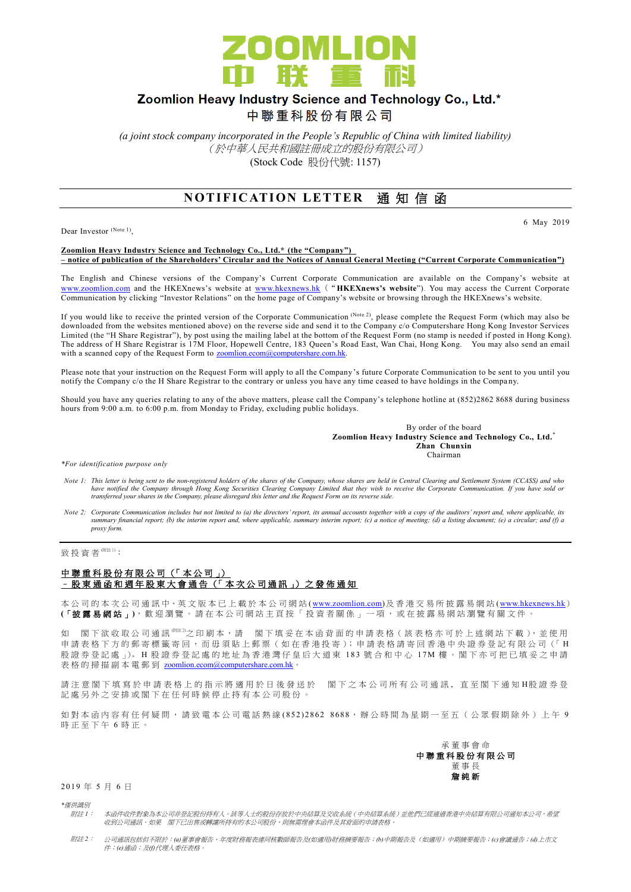# ZOOMLION 中联重科

## Zoomlion Heavy Industry Science and Technology Co., Ltd.*

## 中聯重科股份有限公司

*(a joint stock company incorporated in the People's Republic of China with limited liability)*

*（於中華人民共和國註冊成立的股份有限公司）*

(Stock Code 股份代號: 1157)

## NOTIFICATION LETTER 通知信函

6 May 2019

Dear Investor (Note 1),

**Zoomlion Heavy Industry Science and Technology Co., Ltd.* (the "Company")**
**– notice of publication of the Shareholders' Circular and the Notices of Annual General Meeting ("Current Corporate Communication")**

The English and Chinese versions of the Company's Current Corporate Communication are available on the Company's website at www.zoomlion.com and the HKEXnews's website at www.hkexnews.hk ("**HKEXnews's website**"). You may access the Current Corporate Communication by clicking "Investor Relations" on the home page of Company's website or browsing through the HKEXnews's website.

If you would like to receive the printed version of the Corporate Communication (Note 2), please complete the Request Form (which may also be downloaded from the websites mentioned above) on the reverse side and send it to the Company c/o Computershare Hong Kong Investor Services Limited (the "H Share Registrar"), by post using the mailing label at the bottom of the Request Form (no stamp is needed if posted in Hong Kong). The address of H Share Registrar is 17M Floor, Hopewell Centre, 183 Queen's Road East, Wan Chai, Hong Kong. You may also send an email with a scanned copy of the Request Form to zoomlion.ecom@computershare.com.hk.

Please note that your instruction on the Request Form will apply to all the Company's future Corporate Communication to be sent to you until you notify the Company c/o the H Share Registrar to the contrary or unless you have at any time ceased to have holdings in the Company.

Should you have any queries relating to any of the above matters, please call the Company's telephone hotline at (852)2862 8688 during business hours from 9:00 a.m. to 6:00 p.m. from Monday to Friday, excluding public holidays.

By order of the board
**Zoomlion Heavy Industry Science and Technology Co., Ltd.***
**Zhan Chunxin**
Chairman

*\*For identification purpose only*

*Note 1: This letter is being sent to the non-registered holders of the shares of the Company, whose shares are held in Central Clearing and Settlement System (CCASS) and who have notified the Company through Hong Kong Securities Clearing Company Limited that they wish to receive the Corporate Communication. If you have sold or transferred your shares in the Company, please disregard this letter and the Request Form on its reverse side.*

*Note 2: Corporate Communication includes but not limited to (a) the directors' report, its annual accounts together with a copy of the auditors' report and, where applicable, its summary financial report; (b) the interim report and, where applicable, summary interim report; (c) a notice of meeting; (d) a listing document; (e) a circular; and (f) a proxy form.*

---

致投資者(附註1)：

**中聯重科股份有限公司（「本公司」）**
**－股東通函和週年股東大會通告（「本次公司通訊」）之發佈通知**

本公司的本次公司通訊中、英文版本已上載於本公司網站(www.zoomlion.com)及香港交易所披露易網站(www.hkexnews.hk)(**「披露易網站」**)，歡迎瀏覽。請在本公司網站主頁按「投資者關係」一項，或在披露易網站瀏覽有關文件。

如 閣下欲收取公司通訊(附註2)之印刷本，請 閣下填妥在本函背面的申請表格（該表格亦可於上述網站下載），並使用申請表格下方的郵寄標籤寄回，而毋須貼上郵票（如在香港投寄）；申請表格請寄回香港中央證券登記有限公司（「H股證券登記處」)。H股證券登記處的地址為香港灣仔皇后大道東183號合和中心17M樓。閣下亦可把已填妥之申請表格的掃描副本電郵到 zoomlion.ecom@computershare.com.hk。

請注意閣下填寫於申請表格上的指示將適用於日後發送於 閣下之本公司所有公司通訊，直至閣下通知H股證券登記處另外之安排或閣下在任何時候停止持有本公司股份。

如對本函內容有任何疑問，請致電本公司電話熱線(852)2862 8688，辦公時間為星期一至五（公眾假期除外）上午9時正至下午6時正。

承董事會命
**中聯重科股份有限公司**
董事長
**詹純新**

2019年5月6日

*\*僅供識別*

*附註1： 本函件收件對象為本公司非登記股份持有人。該等人士的股份存放於中央結算及交收系統（中央結算系統）並他們已經通過香港中央結算有限公司通知本公司，希望收到公司通訊。如果 閣下已出售或轉讓所持有的本公司股份，則無需理會本函件及其背面的申請表格。*

*附註2： 公司通訊包括但不限於：(a)董事會報告、年度財務報表連同核數師報告及(如適用)財務摘要報告；(b)中期報告及（如適用）中期摘要報告；(c)會議通告；(d)上市文件；(e)通函；及(f)代理人委任表格。*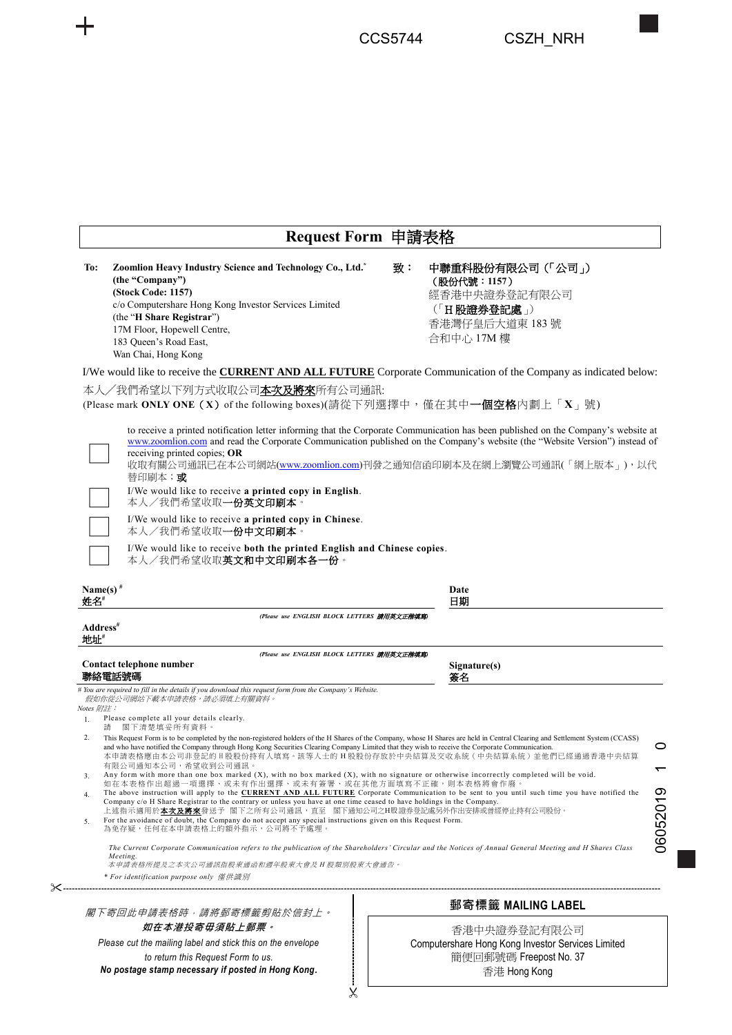# Request Form 申請表格

**To:** **Zoomlion Heavy Industry Science and Technology Co., Ltd.*** 
**(the "Company")** 
**(Stock Code: 1157)** 
c/o Computershare Hong Kong Investor Services Limited 
(the "**H Share Registrar**") 
17M Floor, Hopewell Centre, 
183 Queen's Road East, 
Wan Chai, Hong Kong

**致：** **中聯重科股份有限公司（「公司」）** 
**（股份代號：1157）** 
經香港中央證券登記有限公司 
（「**H股證券登記處**」） 
香港灣仔皇后大道東183號 
合和中心17M樓

I/We would like to receive the **CURRENT AND ALL FUTURE** Corporate Communication of the Company as indicated below:

本人／我們希望以下列方式收取公司**本次及將來**所有公司通訊:

(Please mark **ONLY ONE**（**X**）of the following boxes)(請從下列選擇中，僅在其中**一個空格**內劃上「**X**」號)

☐ to receive a printed notification letter informing that the Corporate Communication has been published on the Company's website at www.zoomlion.com and read the Corporate Communication published on the Company's website (the "Website Version") instead of receiving printed copies; **OR** 
收取有關公司通訊已在本公司網站(www.zoomlion.com)刊發之通知信函印刷本及在網上瀏覽公司通訊(「網上版本」)，以代替印刷本；**或**

☐ I/We would like to receive **a printed copy in English**. 
本人／我們希望收取**一份英文印刷本**。

☐ I/We would like to receive **a printed copy in Chinese**. 
本人／我們希望收取**一份中文印刷本**。

☐ I/We would like to receive **both the printed English and Chinese copies**. 
本人／我們希望收取**英文和中文印刷本各一份**。

**Name(s)**[#] 
**姓名**[#] 
*(Please use ENGLISH BLOCK LETTERS 請用英文正楷填寫)*

**Date** 
**日期**

**Address**[#] 
**地址**[#] 
*(Please use ENGLISH BLOCK LETTERS 請用英文正楷填寫)*

**Contact telephone number** 
**聯絡電話號碼**

**Signature(s)** 
**簽名**

*# You are required to fill in the details if you download this request form from the Company's Website.* 
*假如你從公司網站下載本申請表格，請必須填上有關資料。*

*Notes 附註：*

1. Please complete all your details clearly. 
   請　閣下清楚填妥所有資料。
2. This Request Form is to be completed by the non-registered holders of the H Shares of the Company, whose H Shares are held in Central Clearing and Settlement System (CCASS) and who have notified the Company through Hong Kong Securities Clearing Company Limited that they wish to receive the Corporate Communication. 
   本申請表格應由本公司非登記的H股股份持有人填寫。該等人士的H股股份存放於中央結算及交收系統（中央結算系統）並他們已經通過香港中央結算有限公司通知本公司，希望收到公司通訊。
3. Any form with more than one box marked (X), with no box marked (X), with no signature or otherwise incorrectly completed will be void. 
   如在本表格作出超過一項選擇、或未有作出選擇、或未有簽署，或在其他方面填寫不正確，則本表格將會作廢。
4. The above instruction will apply to the **CURRENT AND ALL FUTURE** Corporate Communication to be sent to you until such time you have notified the Company c/o H Share Registrar to the contrary or unless you have at one time ceased to have holdings in the Company. 
   上述指示適用於**本次及將來**發送予　閣下之所有公司通訊，直至　閣下通知公司之H股證券登記處另外作出安排或曾經停止持有公司股份。
5. For the avoidance of doubt, the Company do not accept any special instructions given on this Request Form. 
   為免存疑，任何在本申請表格上的額外指示，公司將不予處理。

*The Current Corporate Communication refers to the publication of the Shareholders' Circular and the Notices of Annual General Meeting and H Shares Class Meeting.* 
*本申請表格所提及之本次公司通訊指股東通函和週年股東大會及H股類別股東大會通告。*

\* *For identification purpose only 僅供識別*

*閣下寄回此申請表格時，請將郵寄標籤剪貼於信封上。* 
***如在本港投寄毋須貼上郵票。*** 
*Please cut the mailing label and stick this on the envelope to return this Request Form to us.* 
***No postage stamp necessary if posted in Hong Kong.***

**郵寄標籤 MAILING LABEL**

香港中央證券登記有限公司 
Computershare Hong Kong Investor Services Limited 
簡便回郵號碼 Freepost No. 37 
香港 Hong Kong